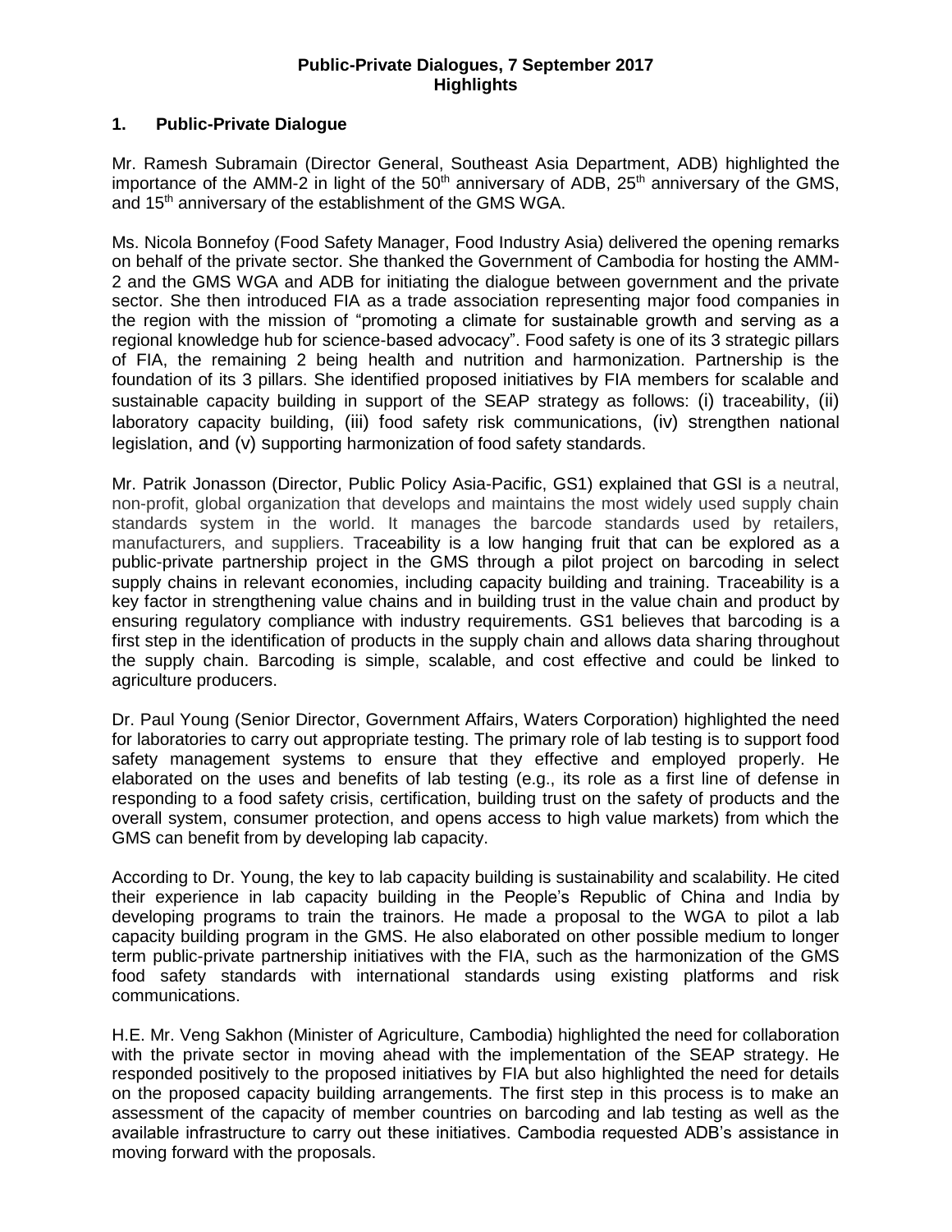**Public-Private Dialogues, 7 September 2017**
**Highlights**

## 1. Public-Private Dialogue

Mr. Ramesh Subramain (Director General, Southeast Asia Department, ADB) highlighted the importance of the AMM-2 in light of the 50th anniversary of ADB, 25th anniversary of the GMS, and 15th anniversary of the establishment of the GMS WGA.

Ms. Nicola Bonnefoy (Food Safety Manager, Food Industry Asia) delivered the opening remarks on behalf of the private sector. She thanked the Government of Cambodia for hosting the AMM-2 and the GMS WGA and ADB for initiating the dialogue between government and the private sector. She then introduced FIA as a trade association representing major food companies in the region with the mission of "promoting a climate for sustainable growth and serving as a regional knowledge hub for science-based advocacy". Food safety is one of its 3 strategic pillars of FIA, the remaining 2 being health and nutrition and harmonization. Partnership is the foundation of its 3 pillars. She identified proposed initiatives by FIA members for scalable and sustainable capacity building in support of the SEAP strategy as follows: (i) traceability, (ii) laboratory capacity building, (iii) food safety risk communications, (iv) strengthen national legislation, and (v) supporting harmonization of food safety standards.

Mr. Patrik Jonasson (Director, Public Policy Asia-Pacific, GS1) explained that GSI is a neutral, non-profit, global organization that develops and maintains the most widely used supply chain standards system in the world. It manages the barcode standards used by retailers, manufacturers, and suppliers. Traceability is a low hanging fruit that can be explored as a public-private partnership project in the GMS through a pilot project on barcoding in select supply chains in relevant economies, including capacity building and training. Traceability is a key factor in strengthening value chains and in building trust in the value chain and product by ensuring regulatory compliance with industry requirements. GS1 believes that barcoding is a first step in the identification of products in the supply chain and allows data sharing throughout the supply chain. Barcoding is simple, scalable, and cost effective and could be linked to agriculture producers.

Dr. Paul Young (Senior Director, Government Affairs, Waters Corporation) highlighted the need for laboratories to carry out appropriate testing. The primary role of lab testing is to support food safety management systems to ensure that they effective and employed properly. He elaborated on the uses and benefits of lab testing (e.g., its role as a first line of defense in responding to a food safety crisis, certification, building trust on the safety of products and the overall system, consumer protection, and opens access to high value markets) from which the GMS can benefit from by developing lab capacity.

According to Dr. Young, the key to lab capacity building is sustainability and scalability. He cited their experience in lab capacity building in the People's Republic of China and India by developing programs to train the trainors. He made a proposal to the WGA to pilot a lab capacity building program in the GMS. He also elaborated on other possible medium to longer term public-private partnership initiatives with the FIA, such as the harmonization of the GMS food safety standards with international standards using existing platforms and risk communications.

H.E. Mr. Veng Sakhon (Minister of Agriculture, Cambodia) highlighted the need for collaboration with the private sector in moving ahead with the implementation of the SEAP strategy. He responded positively to the proposed initiatives by FIA but also highlighted the need for details on the proposed capacity building arrangements. The first step in this process is to make an assessment of the capacity of member countries on barcoding and lab testing as well as the available infrastructure to carry out these initiatives. Cambodia requested ADB's assistance in moving forward with the proposals.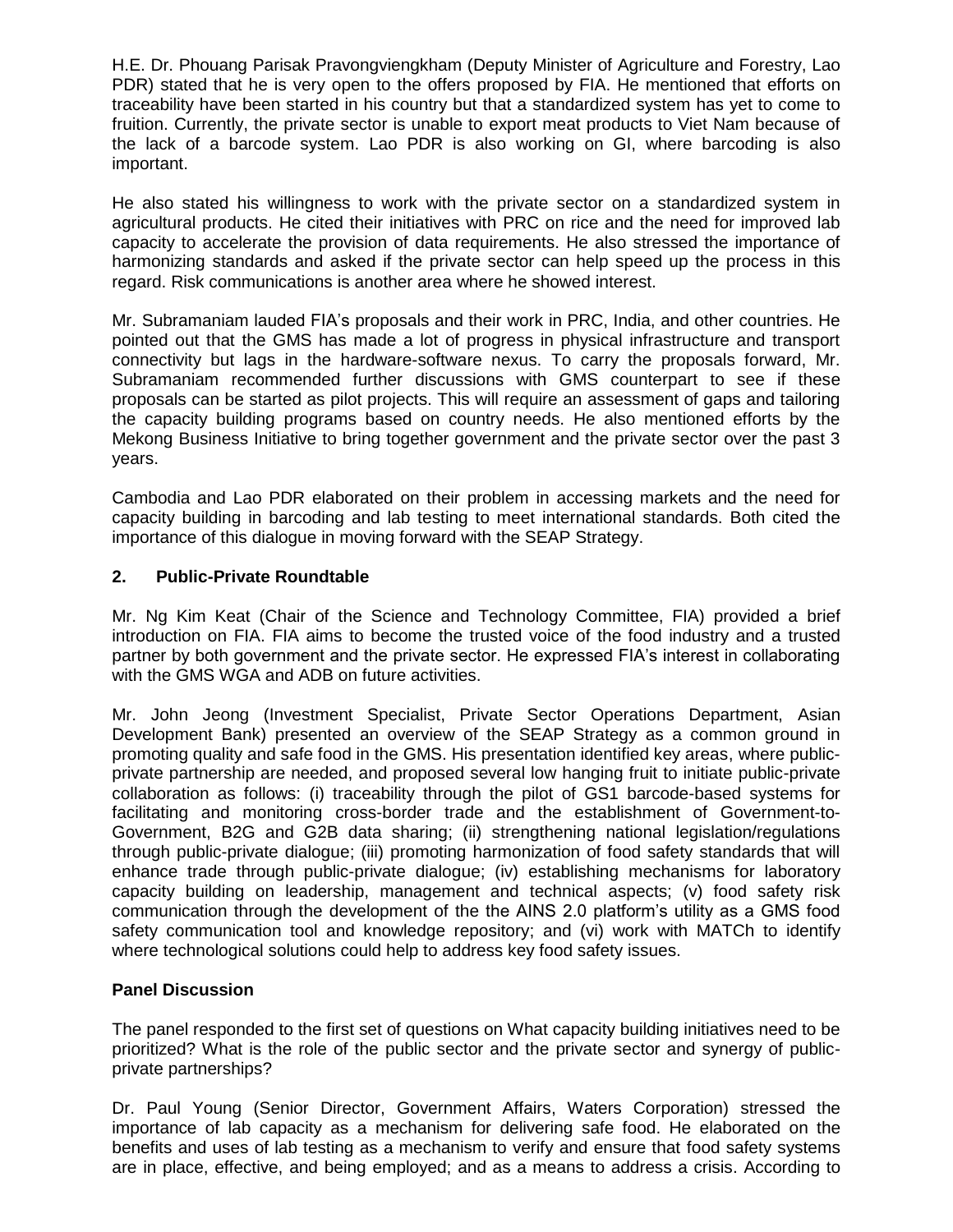H.E. Dr. Phouang Parisak Pravongviengkham (Deputy Minister of Agriculture and Forestry, Lao PDR) stated that he is very open to the offers proposed by FIA. He mentioned that efforts on traceability have been started in his country but that a standardized system has yet to come to fruition. Currently, the private sector is unable to export meat products to Viet Nam because of the lack of a barcode system. Lao PDR is also working on GI, where barcoding is also important.

He also stated his willingness to work with the private sector on a standardized system in agricultural products. He cited their initiatives with PRC on rice and the need for improved lab capacity to accelerate the provision of data requirements. He also stressed the importance of harmonizing standards and asked if the private sector can help speed up the process in this regard. Risk communications is another area where he showed interest.

Mr. Subramaniam lauded FIA's proposals and their work in PRC, India, and other countries. He pointed out that the GMS has made a lot of progress in physical infrastructure and transport connectivity but lags in the hardware-software nexus. To carry the proposals forward, Mr. Subramaniam recommended further discussions with GMS counterpart to see if these proposals can be started as pilot projects. This will require an assessment of gaps and tailoring the capacity building programs based on country needs. He also mentioned efforts by the Mekong Business Initiative to bring together government and the private sector over the past 3 years.

Cambodia and Lao PDR elaborated on their problem in accessing markets and the need for capacity building in barcoding and lab testing to meet international standards. Both cited the importance of this dialogue in moving forward with the SEAP Strategy.

## 2. Public-Private Roundtable

Mr. Ng Kim Keat (Chair of the Science and Technology Committee, FIA) provided a brief introduction on FIA. FIA aims to become the trusted voice of the food industry and a trusted partner by both government and the private sector. He expressed FIA's interest in collaborating with the GMS WGA and ADB on future activities.

Mr. John Jeong (Investment Specialist, Private Sector Operations Department, Asian Development Bank) presented an overview of the SEAP Strategy as a common ground in promoting quality and safe food in the GMS. His presentation identified key areas, where public-private partnership are needed, and proposed several low hanging fruit to initiate public-private collaboration as follows: (i) traceability through the pilot of GS1 barcode-based systems for facilitating and monitoring cross-border trade and the establishment of Government-to-Government, B2G and G2B data sharing; (ii) strengthening national legislation/regulations through public-private dialogue; (iii) promoting harmonization of food safety standards that will enhance trade through public-private dialogue; (iv) establishing mechanisms for laboratory capacity building on leadership, management and technical aspects; (v) food safety risk communication through the development of the the AINS 2.0 platform's utility as a GMS food safety communication tool and knowledge repository; and (vi) work with MATCh to identify where technological solutions could help to address key food safety issues.

### Panel Discussion

The panel responded to the first set of questions on What capacity building initiatives need to be prioritized? What is the role of the public sector and the private sector and synergy of public-private partnerships?

Dr. Paul Young (Senior Director, Government Affairs, Waters Corporation) stressed the importance of lab capacity as a mechanism for delivering safe food. He elaborated on the benefits and uses of lab testing as a mechanism to verify and ensure that food safety systems are in place, effective, and being employed; and as a means to address a crisis. According to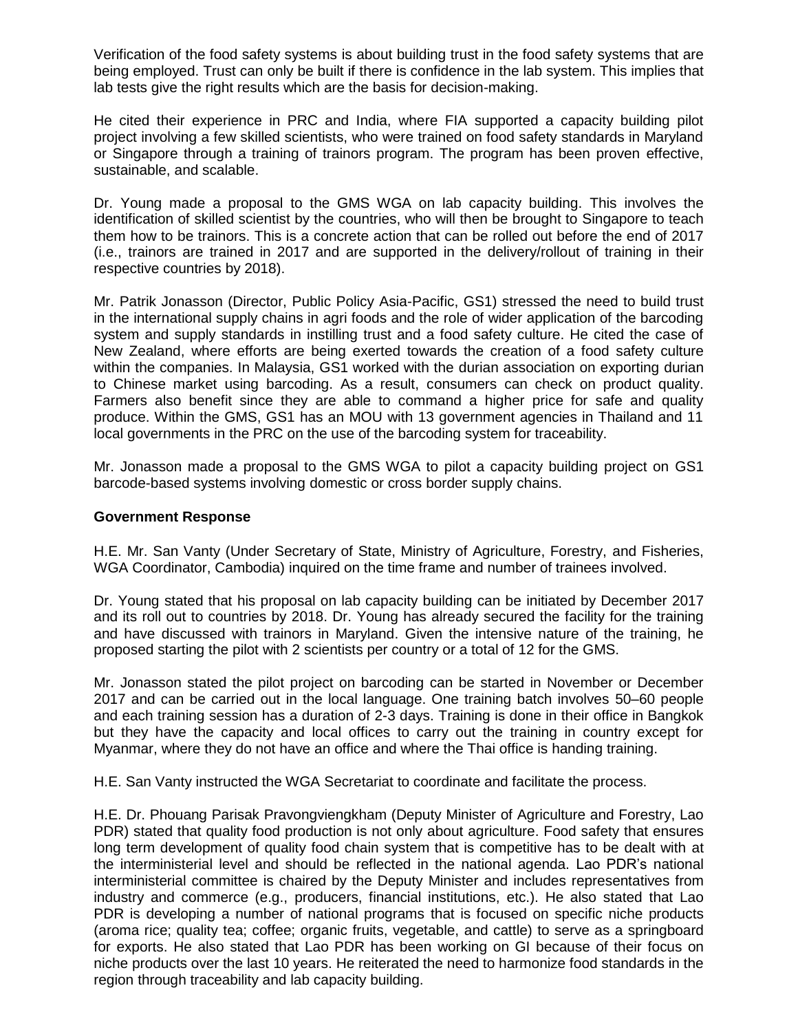Verification of the food safety systems is about building trust in the food safety systems that are being employed. Trust can only be built if there is confidence in the lab system. This implies that lab tests give the right results which are the basis for decision-making.

He cited their experience in PRC and India, where FIA supported a capacity building pilot project involving a few skilled scientists, who were trained on food safety standards in Maryland or Singapore through a training of trainors program. The program has been proven effective, sustainable, and scalable.

Dr. Young made a proposal to the GMS WGA on lab capacity building. This involves the identification of skilled scientist by the countries, who will then be brought to Singapore to teach them how to be trainors. This is a concrete action that can be rolled out before the end of 2017 (i.e., trainors are trained in 2017 and are supported in the delivery/rollout of training in their respective countries by 2018).

Mr. Patrik Jonasson (Director, Public Policy Asia-Pacific, GS1) stressed the need to build trust in the international supply chains in agri foods and the role of wider application of the barcoding system and supply standards in instilling trust and a food safety culture. He cited the case of New Zealand, where efforts are being exerted towards the creation of a food safety culture within the companies. In Malaysia, GS1 worked with the durian association on exporting durian to Chinese market using barcoding. As a result, consumers can check on product quality. Farmers also benefit since they are able to command a higher price for safe and quality produce. Within the GMS, GS1 has an MOU with 13 government agencies in Thailand and 11 local governments in the PRC on the use of the barcoding system for traceability.

Mr. Jonasson made a proposal to the GMS WGA to pilot a capacity building project on GS1 barcode-based systems involving domestic or cross border supply chains.

**Government Response**

H.E. Mr. San Vanty (Under Secretary of State, Ministry of Agriculture, Forestry, and Fisheries, WGA Coordinator, Cambodia) inquired on the time frame and number of trainees involved.

Dr. Young stated that his proposal on lab capacity building can be initiated by December 2017 and its roll out to countries by 2018. Dr. Young has already secured the facility for the training and have discussed with trainors in Maryland. Given the intensive nature of the training, he proposed starting the pilot with 2 scientists per country or a total of 12 for the GMS.

Mr. Jonasson stated the pilot project on barcoding can be started in November or December 2017 and can be carried out in the local language. One training batch involves 50–60 people and each training session has a duration of 2-3 days. Training is done in their office in Bangkok but they have the capacity and local offices to carry out the training in country except for Myanmar, where they do not have an office and where the Thai office is handing training.

H.E. San Vanty instructed the WGA Secretariat to coordinate and facilitate the process.

H.E. Dr. Phouang Parisak Pravongviengkham (Deputy Minister of Agriculture and Forestry, Lao PDR) stated that quality food production is not only about agriculture. Food safety that ensures long term development of quality food chain system that is competitive has to be dealt with at the interministerial level and should be reflected in the national agenda. Lao PDR's national interministerial committee is chaired by the Deputy Minister and includes representatives from industry and commerce (e.g., producers, financial institutions, etc.). He also stated that Lao PDR is developing a number of national programs that is focused on specific niche products (aroma rice; quality tea; coffee; organic fruits, vegetable, and cattle) to serve as a springboard for exports. He also stated that Lao PDR has been working on GI because of their focus on niche products over the last 10 years. He reiterated the need to harmonize food standards in the region through traceability and lab capacity building.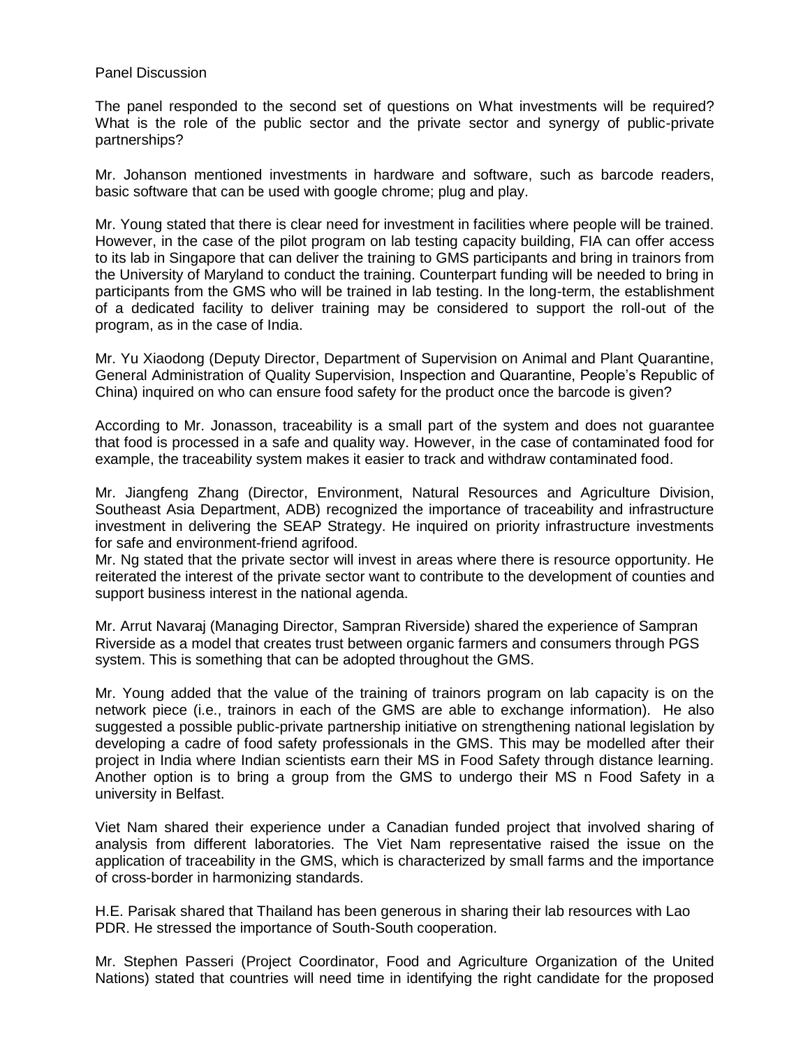Panel Discussion

The panel responded to the second set of questions on What investments will be required? What is the role of the public sector and the private sector and synergy of public-private partnerships?

Mr. Johanson mentioned investments in hardware and software, such as barcode readers, basic software that can be used with google chrome; plug and play.

Mr. Young stated that there is clear need for investment in facilities where people will be trained. However, in the case of the pilot program on lab testing capacity building, FIA can offer access to its lab in Singapore that can deliver the training to GMS participants and bring in trainors from the University of Maryland to conduct the training. Counterpart funding will be needed to bring in participants from the GMS who will be trained in lab testing. In the long-term, the establishment of a dedicated facility to deliver training may be considered to support the roll-out of the program, as in the case of India.

Mr. Yu Xiaodong (Deputy Director, Department of Supervision on Animal and Plant Quarantine, General Administration of Quality Supervision, Inspection and Quarantine, People's Republic of China) inquired on who can ensure food safety for the product once the barcode is given?

According to Mr. Jonasson, traceability is a small part of the system and does not guarantee that food is processed in a safe and quality way. However, in the case of contaminated food for example, the traceability system makes it easier to track and withdraw contaminated food.

Mr. Jiangfeng Zhang (Director, Environment, Natural Resources and Agriculture Division, Southeast Asia Department, ADB) recognized the importance of traceability and infrastructure investment in delivering the SEAP Strategy. He inquired on priority infrastructure investments for safe and environment-friend agrifood.

Mr. Ng stated that the private sector will invest in areas where there is resource opportunity. He reiterated the interest of the private sector want to contribute to the development of counties and support business interest in the national agenda.

Mr. Arrut Navaraj (Managing Director, Sampran Riverside) shared the experience of Sampran Riverside as a model that creates trust between organic farmers and consumers through PGS system. This is something that can be adopted throughout the GMS.

Mr. Young added that the value of the training of trainors program on lab capacity is on the network piece (i.e., trainors in each of the GMS are able to exchange information). He also suggested a possible public-private partnership initiative on strengthening national legislation by developing a cadre of food safety professionals in the GMS. This may be modelled after their project in India where Indian scientists earn their MS in Food Safety through distance learning. Another option is to bring a group from the GMS to undergo their MS n Food Safety in a university in Belfast.

Viet Nam shared their experience under a Canadian funded project that involved sharing of analysis from different laboratories. The Viet Nam representative raised the issue on the application of traceability in the GMS, which is characterized by small farms and the importance of cross-border in harmonizing standards.

H.E. Parisak shared that Thailand has been generous in sharing their lab resources with Lao PDR. He stressed the importance of South-South cooperation.

Mr. Stephen Passeri (Project Coordinator, Food and Agriculture Organization of the United Nations) stated that countries will need time in identifying the right candidate for the proposed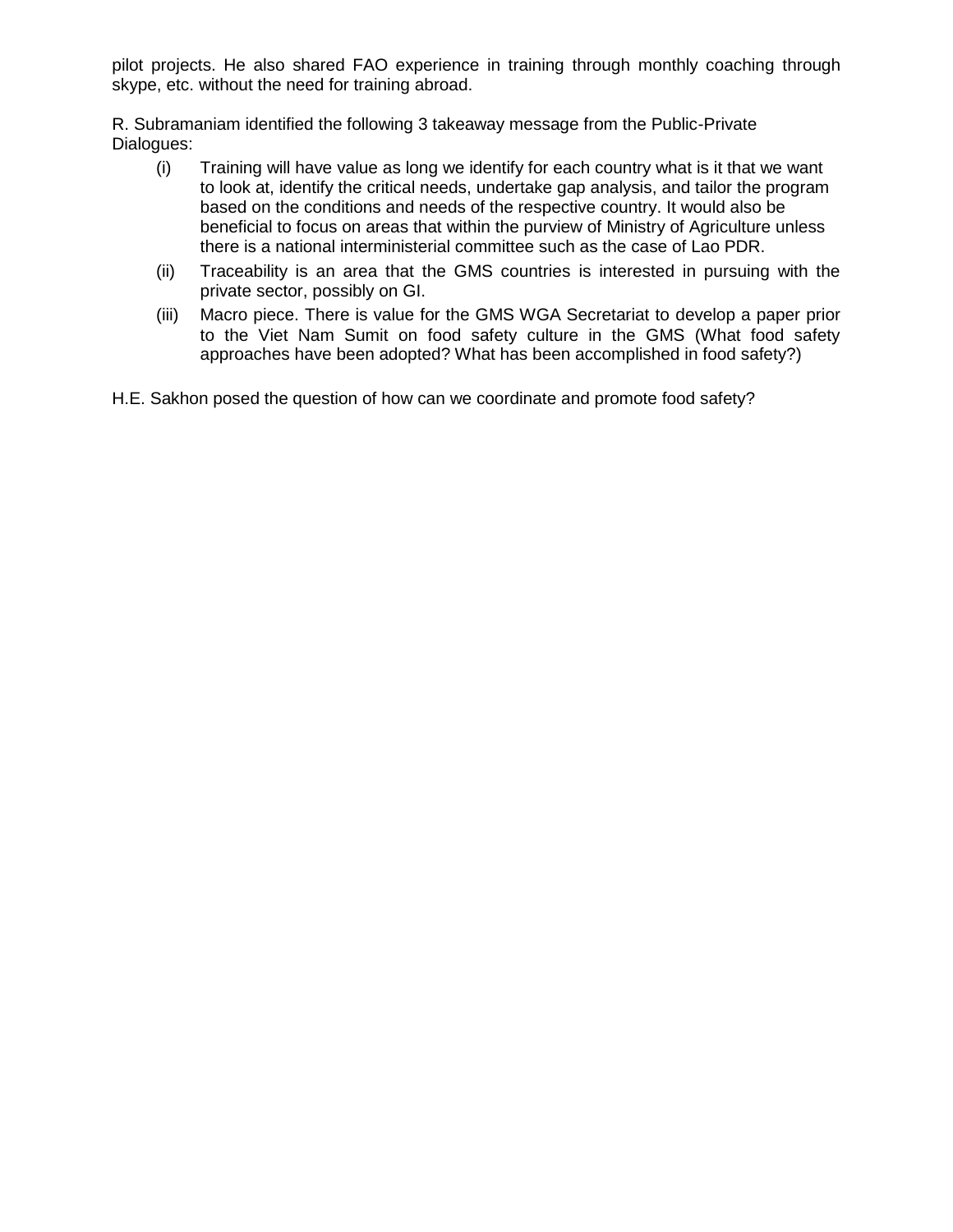pilot projects. He also shared FAO experience in training through monthly coaching through skype, etc. without the need for training abroad.

R. Subramaniam identified the following 3 takeaway message from the Public-Private Dialogues:

(i) Training will have value as long we identify for each country what is it that we want to look at, identify the critical needs, undertake gap analysis, and tailor the program based on the conditions and needs of the respective country. It would also be beneficial to focus on areas that within the purview of Ministry of Agriculture unless there is a national interministerial committee such as the case of Lao PDR.

(ii) Traceability is an area that the GMS countries is interested in pursuing with the private sector, possibly on GI.

(iii) Macro piece. There is value for the GMS WGA Secretariat to develop a paper prior to the Viet Nam Sumit on food safety culture in the GMS (What food safety approaches have been adopted? What has been accomplished in food safety?)

H.E. Sakhon posed the question of how can we coordinate and promote food safety?